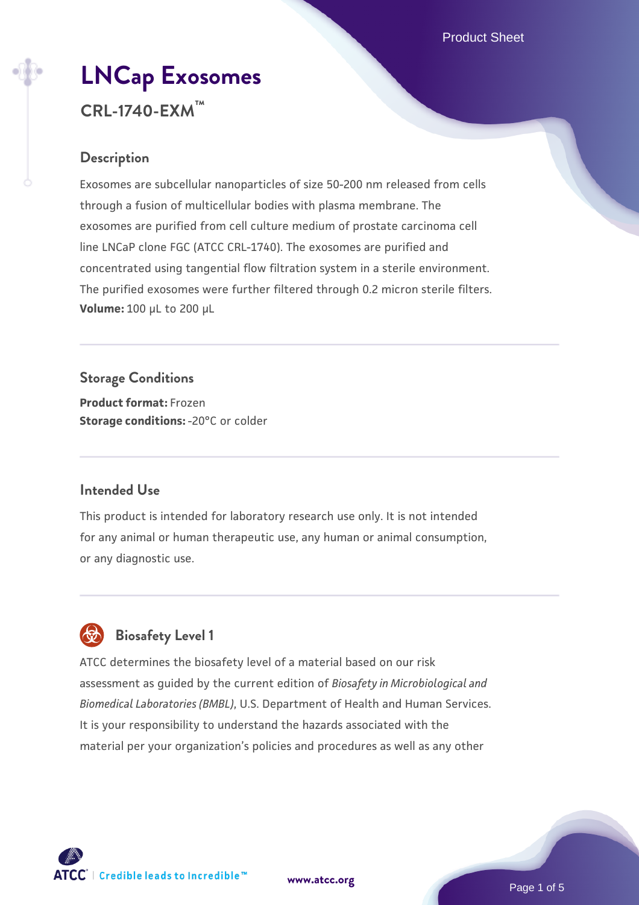# LNCap Exosomes

## CRL-1740-EXM™

### Description

Exosomes are subcellular nanoparticles of size 50-200 nm released from cells through a fusion of multicellular bodies with plasma membrane. The exosomes are purified from cell culture medium of prostate carcinoma cell line LNCaP clone FGC (ATCC CRL-1740). The exosomes are purified and concentrated using tangential flow filtration system in a sterile environment. The purified exosomes were further filtered through 0.2 micron sterile filters.
**Volume:** 100 µL to 200 µL

### Storage Conditions

**Product format:** Frozen
**Storage conditions:** -20°C or colder

### Intended Use

This product is intended for laboratory research use only. It is not intended for any animal or human therapeutic use, any human or animal consumption, or any diagnostic use.

### Biosafety Level 1

ATCC determines the biosafety level of a material based on our risk assessment as guided by the current edition of *Biosafety in Microbiological and Biomedical Laboratories (BMBL)*, U.S. Department of Health and Human Services. It is your responsibility to understand the hazards associated with the material per your organization's policies and procedures as well as any other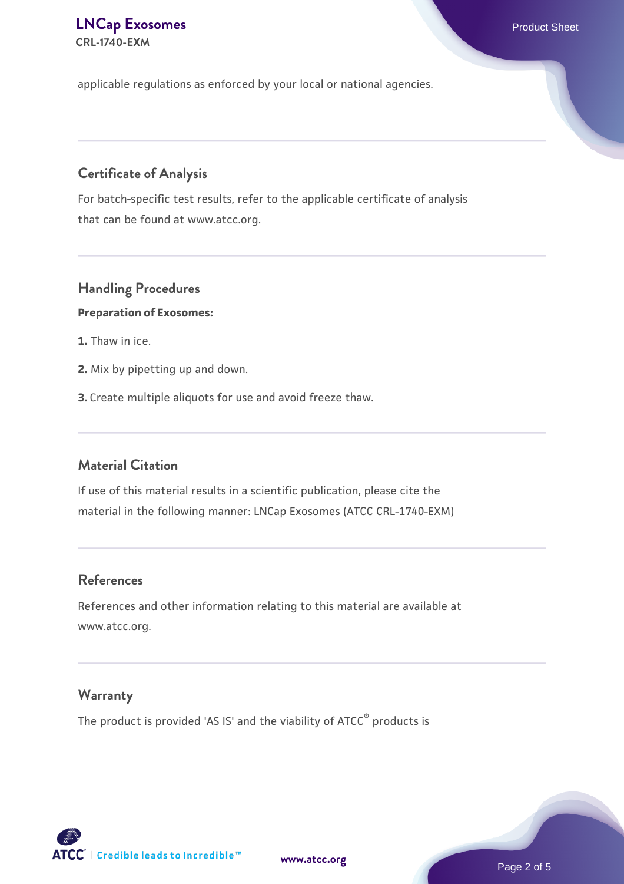applicable regulations as enforced by your local or national agencies.

## Certificate of Analysis

For batch-specific test results, refer to the applicable certificate of analysis that can be found at www.atcc.org.

## Handling Procedures

**Preparation of Exosomes:**

**1.** Thaw in ice.

**2.** Mix by pipetting up and down.

**3.** Create multiple aliquots for use and avoid freeze thaw.

## Material Citation

If use of this material results in a scientific publication, please cite the material in the following manner: LNCap Exosomes (ATCC CRL-1740-EXM)

## References

References and other information relating to this material are available at www.atcc.org.

## Warranty

The product is provided 'AS IS' and the viability of ATCC® products is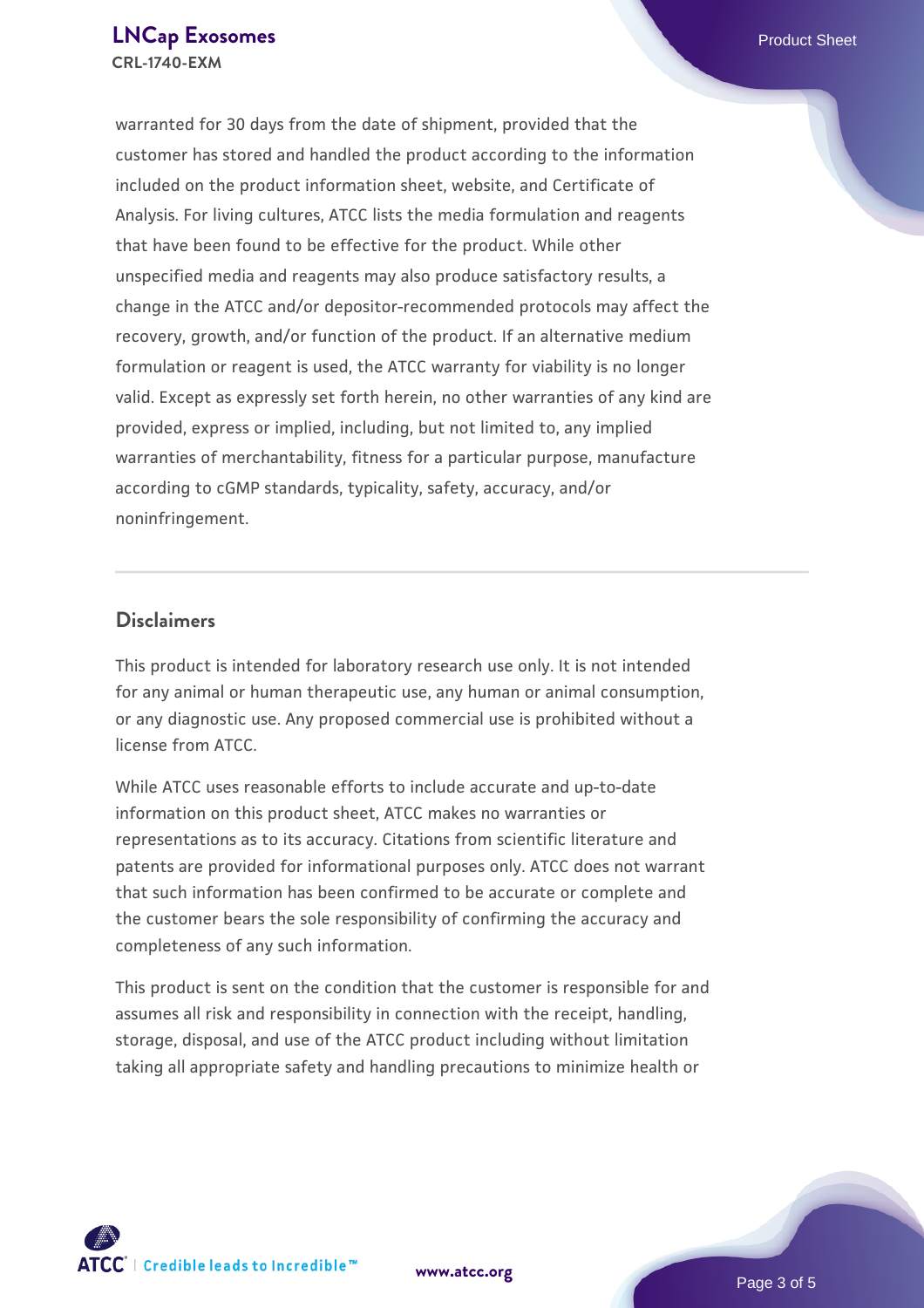warranted for 30 days from the date of shipment, provided that the customer has stored and handled the product according to the information included on the product information sheet, website, and Certificate of Analysis. For living cultures, ATCC lists the media formulation and reagents that have been found to be effective for the product. While other unspecified media and reagents may also produce satisfactory results, a change in the ATCC and/or depositor-recommended protocols may affect the recovery, growth, and/or function of the product. If an alternative medium formulation or reagent is used, the ATCC warranty for viability is no longer valid. Except as expressly set forth herein, no other warranties of any kind are provided, express or implied, including, but not limited to, any implied warranties of merchantability, fitness for a particular purpose, manufacture according to cGMP standards, typicality, safety, accuracy, and/or noninfringement.

## Disclaimers

This product is intended for laboratory research use only. It is not intended for any animal or human therapeutic use, any human or animal consumption, or any diagnostic use. Any proposed commercial use is prohibited without a license from ATCC.

While ATCC uses reasonable efforts to include accurate and up-to-date information on this product sheet, ATCC makes no warranties or representations as to its accuracy. Citations from scientific literature and patents are provided for informational purposes only. ATCC does not warrant that such information has been confirmed to be accurate or complete and the customer bears the sole responsibility of confirming the accuracy and completeness of any such information.

This product is sent on the condition that the customer is responsible for and assumes all risk and responsibility in connection with the receipt, handling, storage, disposal, and use of the ATCC product including without limitation taking all appropriate safety and handling precautions to minimize health or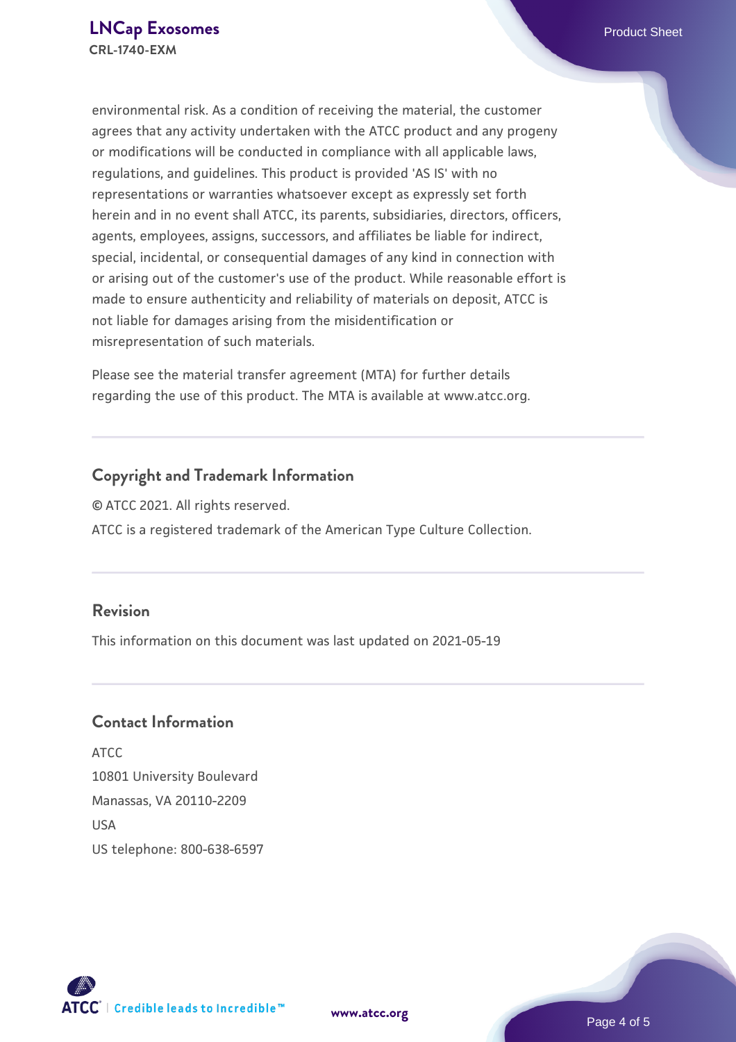environmental risk. As a condition of receiving the material, the customer agrees that any activity undertaken with the ATCC product and any progeny or modifications will be conducted in compliance with all applicable laws, regulations, and guidelines. This product is provided 'AS IS' with no representations or warranties whatsoever except as expressly set forth herein and in no event shall ATCC, its parents, subsidiaries, directors, officers, agents, employees, assigns, successors, and affiliates be liable for indirect, special, incidental, or consequential damages of any kind in connection with or arising out of the customer's use of the product. While reasonable effort is made to ensure authenticity and reliability of materials on deposit, ATCC is not liable for damages arising from the misidentification or misrepresentation of such materials.

Please see the material transfer agreement (MTA) for further details regarding the use of this product. The MTA is available at www.atcc.org.

## Copyright and Trademark Information

© ATCC 2021. All rights reserved.

ATCC is a registered trademark of the American Type Culture Collection.

## Revision

This information on this document was last updated on 2021-05-19

## Contact Information

ATCC
10801 University Boulevard
Manassas, VA 20110-2209
USA
US telephone: 800-638-6597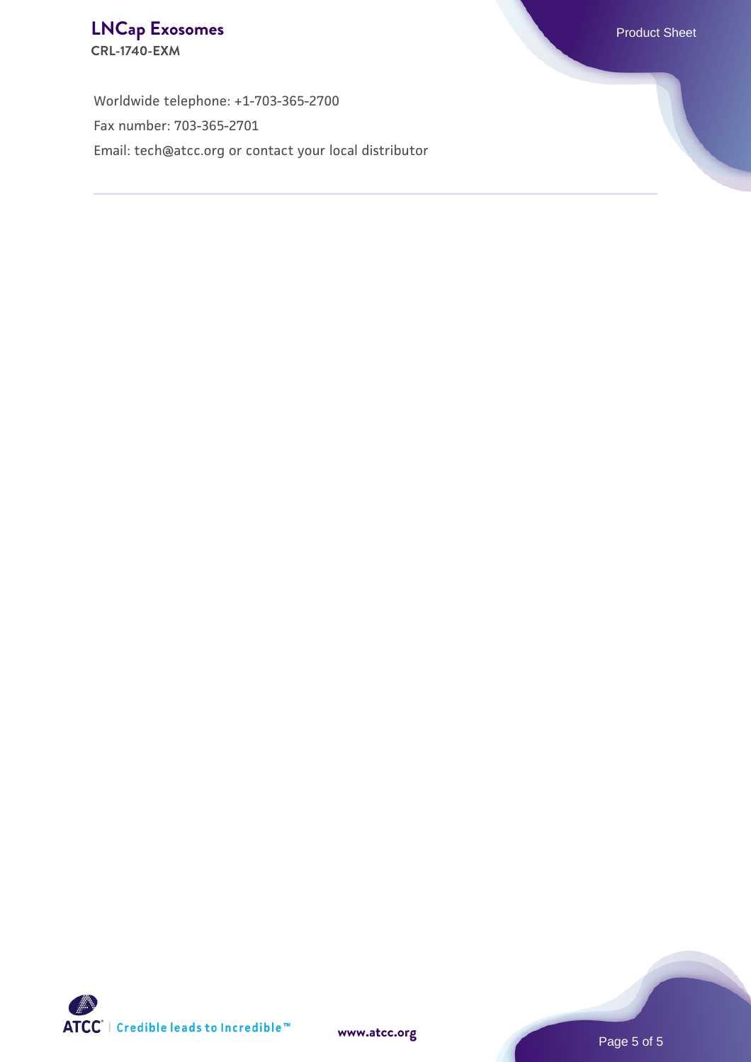Worldwide telephone: +1-703-365-2700

Fax number: 703-365-2701

Email: tech@atcc.org or contact your local distributor